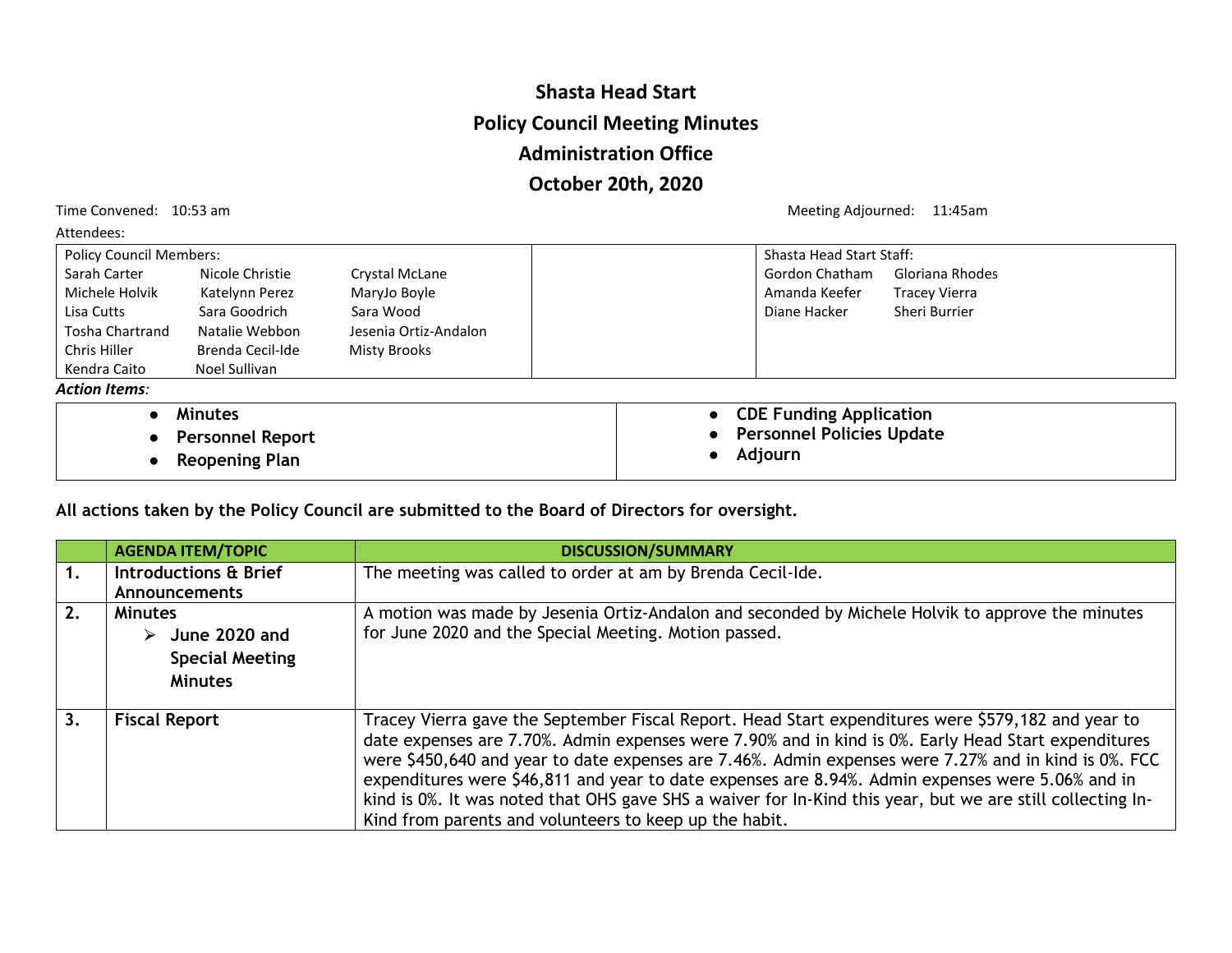# Shasta Head Start

## Policy Council Meeting Minutes

## Administration Office

## October 20th, 2020

Time Convened: 10:53 am

Meeting Adjourned: 11:45am

Attendees:

| Policy Council Members: | | | | Shasta Head Start Staff: | |
|---|---|---|---|---|---|
| Sarah Carter | Nicole Christie | Crystal McLane | | Gordon Chatham | Gloriana Rhodes |
| Michele Holvik | Katelynn Perez | MaryJo Boyle | | Amanda Keefer | Tracey Vierra |
| Lisa Cutts | Sara Goodrich | Sara Wood | | Diane Hacker | Sheri Burrier |
| Tosha Chartrand | Natalie Webbon | Jesenia Ortiz-Andalon | | | |
| Chris Hiller | Brenda Cecil-Ide | Misty Brooks | | | |
| Kendra Caito | Noel Sullivan | | | | |

***Action Items:***

- **Minutes**
- **Personnel Report**
- **Reopening Plan**
- **CDE Funding Application**
- **Personnel Policies Update**
- **Adjourn**

**All actions taken by the Policy Council are submitted to the Board of Directors for oversight.**

| | AGENDA ITEM/TOPIC | DISCUSSION/SUMMARY |
|---|---|---|
| 1. | **Introductions & Brief Announcements** | The meeting was called to order at am by Brenda Cecil-Ide. |
| 2. | **Minutes** ➢ **June 2020 and Special Meeting Minutes** | A motion was made by Jesenia Ortiz-Andalon and seconded by Michele Holvik to approve the minutes for June 2020 and the Special Meeting. Motion passed. |
| 3. | **Fiscal Report** | Tracey Vierra gave the September Fiscal Report. Head Start expenditures were $579,182 and year to date expenses are 7.70%. Admin expenses were 7.90% and in kind is 0%. Early Head Start expenditures were $450,640 and year to date expenses are 7.46%. Admin expenses were 7.27% and in kind is 0%. FCC expenditures were $46,811 and year to date expenses are 8.94%. Admin expenses were 5.06% and in kind is 0%. It was noted that OHS gave SHS a waiver for In-Kind this year, but we are still collecting In-Kind from parents and volunteers to keep up the habit. |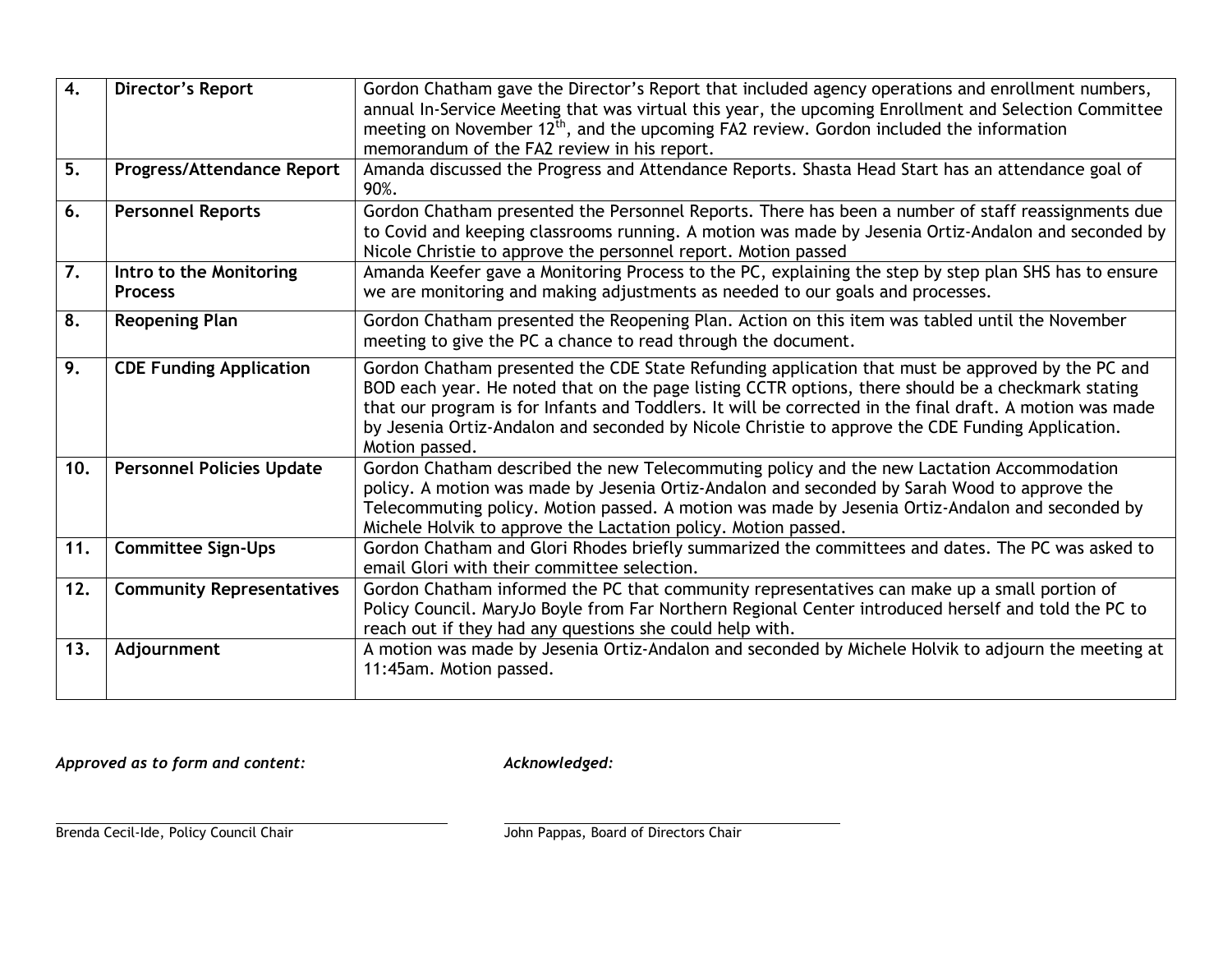| | | |
|---|---|---|
| **4.** | **Director's Report** | Gordon Chatham gave the Director's Report that included agency operations and enrollment numbers, annual In-Service Meeting that was virtual this year, the upcoming Enrollment and Selection Committee meeting on November 12th, and the upcoming FA2 review. Gordon included the information memorandum of the FA2 review in his report. |
| **5.** | **Progress/Attendance Report** | Amanda discussed the Progress and Attendance Reports. Shasta Head Start has an attendance goal of 90%. |
| **6.** | **Personnel Reports** | Gordon Chatham presented the Personnel Reports. There has been a number of staff reassignments due to Covid and keeping classrooms running. A motion was made by Jesenia Ortiz-Andalon and seconded by Nicole Christie to approve the personnel report. Motion passed |
| **7.** | **Intro to the Monitoring Process** | Amanda Keefer gave a Monitoring Process to the PC, explaining the step by step plan SHS has to ensure we are monitoring and making adjustments as needed to our goals and processes. |
| **8.** | **Reopening Plan** | Gordon Chatham presented the Reopening Plan. Action on this item was tabled until the November meeting to give the PC a chance to read through the document. |
| **9.** | **CDE Funding Application** | Gordon Chatham presented the CDE State Refunding application that must be approved by the PC and BOD each year. He noted that on the page listing CCTR options, there should be a checkmark stating that our program is for Infants and Toddlers. It will be corrected in the final draft. A motion was made by Jesenia Ortiz-Andalon and seconded by Nicole Christie to approve the CDE Funding Application. Motion passed. |
| **10.** | **Personnel Policies Update** | Gordon Chatham described the new Telecommuting policy and the new Lactation Accommodation policy. A motion was made by Jesenia Ortiz-Andalon and seconded by Sarah Wood to approve the Telecommuting policy. Motion passed. A motion was made by Jesenia Ortiz-Andalon and seconded by Michele Holvik to approve the Lactation policy. Motion passed. |
| **11.** | **Committee Sign-Ups** | Gordon Chatham and Glori Rhodes briefly summarized the committees and dates. The PC was asked to email Glori with their committee selection. |
| **12.** | **Community Representatives** | Gordon Chatham informed the PC that community representatives can make up a small portion of Policy Council. MaryJo Boyle from Far Northern Regional Center introduced herself and told the PC to reach out if they had any questions she could help with. |
| **13.** | **Adjournment** | A motion was made by Jesenia Ortiz-Andalon and seconded by Michele Holvik to adjourn the meeting at 11:45am. Motion passed. |

***Approved as to form and content:***

Brenda Cecil-Ide, Policy Council Chair

***Acknowledged:***

John Pappas, Board of Directors Chair